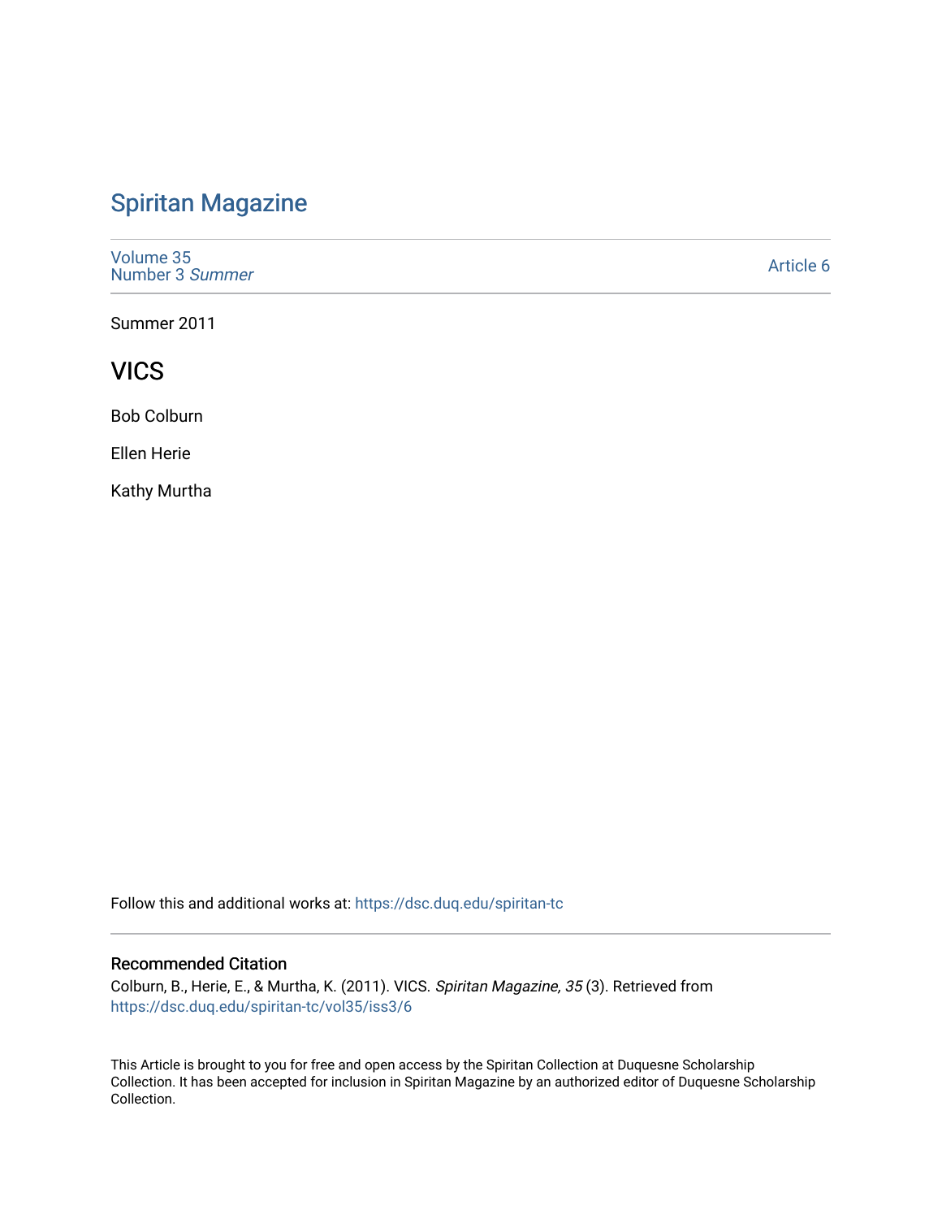# Spiritan Magazine

Volume 35
Number 3 *Summer*

Article 6

Summer 2011

## VICS

Bob Colburn

Ellen Herie

Kathy Murtha

Follow this and additional works at: https://dsc.duq.edu/spiritan-tc

### Recommended Citation

Colburn, B., Herie, E., & Murtha, K. (2011). VICS. *Spiritan Magazine, 35* (3). Retrieved from https://dsc.duq.edu/spiritan-tc/vol35/iss3/6

This Article is brought to you for free and open access by the Spiritan Collection at Duquesne Scholarship Collection. It has been accepted for inclusion in Spiritan Magazine by an authorized editor of Duquesne Scholarship Collection.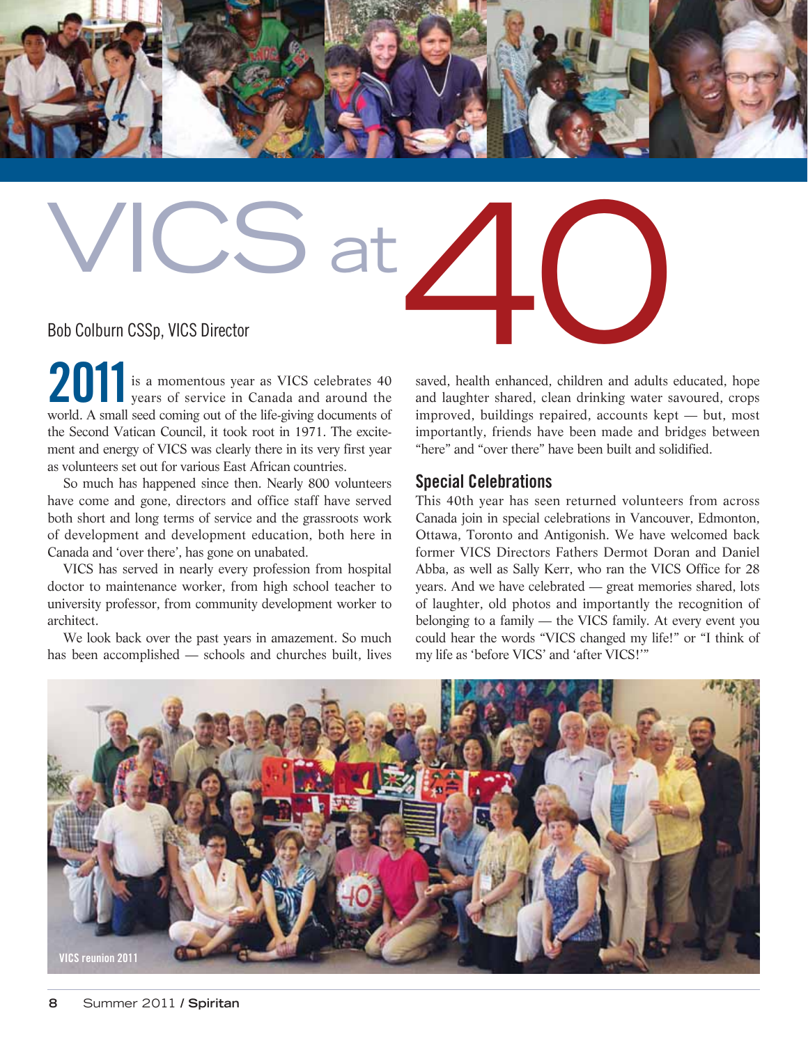# VICS at 40

Bob Colburn CSSp, VICS Director

**2011** is a momentous year as VICS celebrates 40 years of service in Canada and around the world. A small seed coming out of the life-giving documents of the Second Vatican Council, it took root in 1971. The excitement and energy of VICS was clearly there in its very first year as volunteers set out for various East African countries.

So much has happened since then. Nearly 800 volunteers have come and gone, directors and office staff have served both short and long terms of service and the grassroots work of development and development education, both here in Canada and 'over there', has gone on unabated.

VICS has served in nearly every profession from hospital doctor to maintenance worker, from high school teacher to university professor, from community development worker to architect.

We look back over the past years in amazement. So much has been accomplished — schools and churches built, lives saved, health enhanced, children and adults educated, hope and laughter shared, clean drinking water savoured, crops improved, buildings repaired, accounts kept — but, most importantly, friends have been made and bridges between "here" and "over there" have been built and solidified.

## Special Celebrations

This 40th year has seen returned volunteers from across Canada join in special celebrations in Vancouver, Edmonton, Ottawa, Toronto and Antigonish. We have welcomed back former VICS Directors Fathers Dermot Doran and Daniel Abba, as well as Sally Kerr, who ran the VICS Office for 28 years. And we have celebrated — great memories shared, lots of laughter, old photos and importantly the recognition of belonging to a family — the VICS family. At every event you could hear the words "VICS changed my life!" or "I think of my life as 'before VICS' and 'after VICS!'"

VICS reunion 2011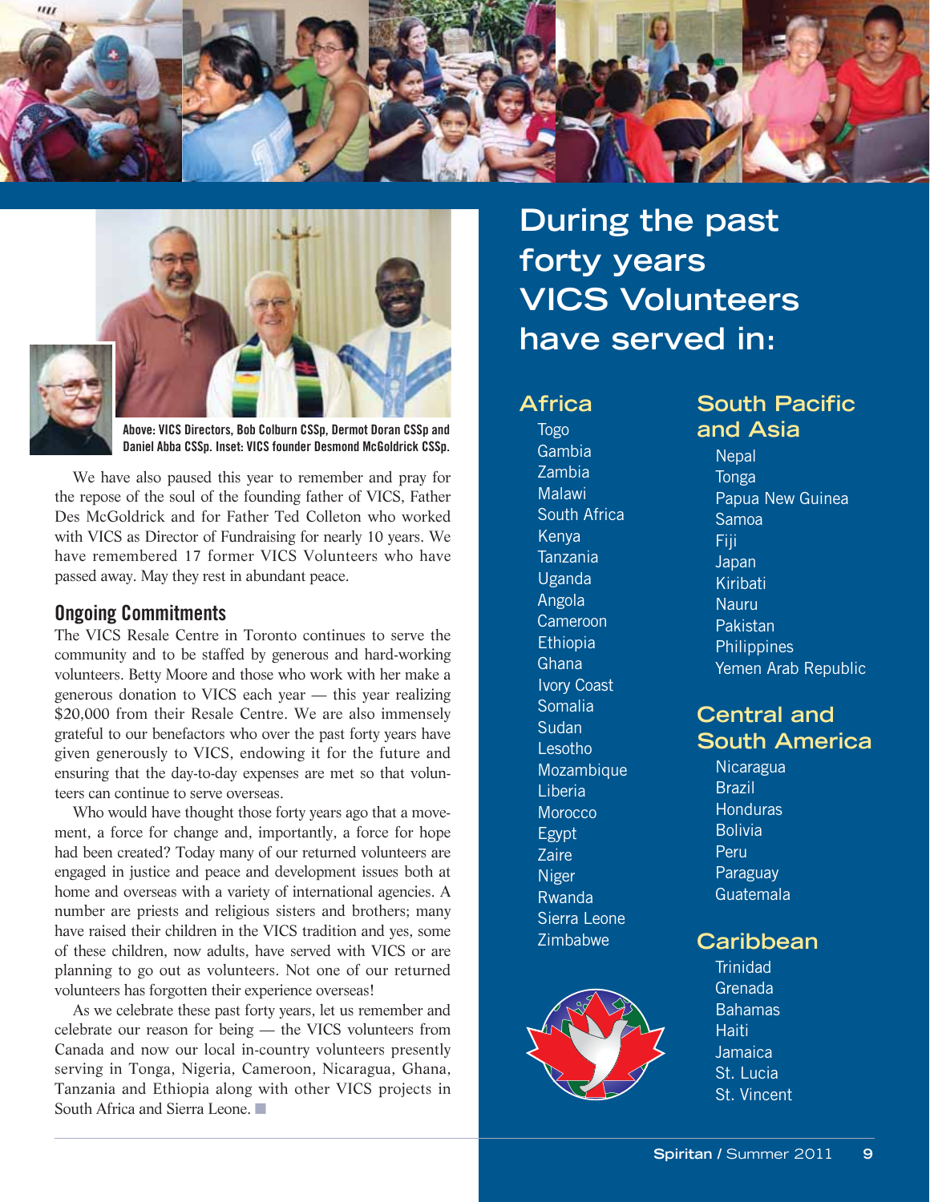Above: VICS Directors, Bob Colburn CSSp, Dermot Doran CSSp and Daniel Abba CSSp. Inset: VICS founder Desmond McGoldrick CSSp.

We have also paused this year to remember and pray for the repose of the soul of the founding father of VICS, Father Des McGoldrick and for Father Ted Colleton who worked with VICS as Director of Fundraising for nearly 10 years. We have remembered 17 former VICS Volunteers who have passed away. May they rest in abundant peace.

### Ongoing Commitments

The VICS Resale Centre in Toronto continues to serve the community and to be staffed by generous and hard-working volunteers. Betty Moore and those who work with her make a generous donation to VICS each year — this year realizing $20,000 from their Resale Centre. We are also immensely grateful to our benefactors who over the past forty years have given generously to VICS, endowing it for the future and ensuring that the day-to-day expenses are met so that volunteers can continue to serve overseas.

Who would have thought those forty years ago that a movement, a force for change and, importantly, a force for hope had been created? Today many of our returned volunteers are engaged in justice and peace and development issues both at home and overseas with a variety of international agencies. A number are priests and religious sisters and brothers; many have raised their children in the VICS tradition and yes, some of these children, now adults, have served with VICS or are planning to go out as volunteers. Not one of our returned volunteers has forgotten their experience overseas!

As we celebrate these past forty years, let us remember and celebrate our reason for being — the VICS volunteers from Canada and now our local in-country volunteers presently serving in Tonga, Nigeria, Cameroon, Nicaragua, Ghana, Tanzania and Ethiopia along with other VICS projects in South Africa and Sierra Leone. ■

## During the past forty years VICS Volunteers have served in:

### Africa

Togo
Gambia
Zambia
Malawi
South Africa
Kenya
Tanzania
Uganda
Angola
Cameroon
Ethiopia
Ghana
Ivory Coast
Somalia
Sudan
Lesotho
Mozambique
Liberia
Morocco
Egypt
Zaire
Niger
Rwanda
Sierra Leone
Zimbabwe

### South Pacific and Asia

Nepal
Tonga
Papua New Guinea
Samoa
Fiji
Japan
Kiribati
Nauru
Pakistan
Philippines
Yemen Arab Republic

### Central and South America

Nicaragua
Brazil
Honduras
Bolivia
Peru
Paraguay
Guatemala

### Caribbean

Trinidad
Grenada
Bahamas
Haiti
Jamaica
St. Lucia
St. Vincent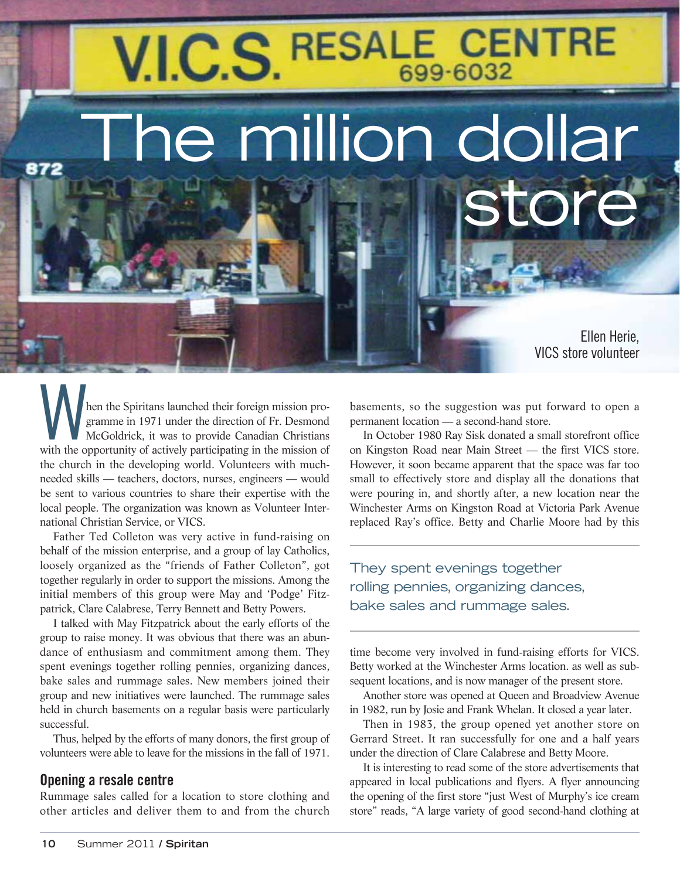# The million dollar store

Ellen Herie,
VICS store volunteer

When the Spiritans launched their foreign mission programme in 1971 under the direction of Fr. Desmond McGoldrick, it was to provide Canadian Christians with the opportunity of actively participating in the mission of the church in the developing world. Volunteers with much-needed skills — teachers, doctors, nurses, engineers — would be sent to various countries to share their expertise with the local people. The organization was known as Volunteer International Christian Service, or VICS.

Father Ted Colleton was very active in fund-raising on behalf of the mission enterprise, and a group of lay Catholics, loosely organized as the "friends of Father Colleton", got together regularly in order to support the missions. Among the initial members of this group were May and 'Podge' Fitzpatrick, Clare Calabrese, Terry Bennett and Betty Powers.

I talked with May Fitzpatrick about the early efforts of the group to raise money. It was obvious that there was an abundance of enthusiasm and commitment among them. They spent evenings together rolling pennies, organizing dances, bake sales and rummage sales. New members joined their group and new initiatives were launched. The rummage sales held in church basements on a regular basis were particularly successful.

Thus, helped by the efforts of many donors, the first group of volunteers were able to leave for the missions in the fall of 1971.

## Opening a resale centre

Rummage sales called for a location to store clothing and other articles and deliver them to and from the church basements, so the suggestion was put forward to open a permanent location — a second-hand store.

In October 1980 Ray Sisk donated a small storefront office on Kingston Road near Main Street — the first VICS store. However, it soon became apparent that the space was far too small to effectively store and display all the donations that were pouring in, and shortly after, a new location near the Winchester Arms on Kingston Road at Victoria Park Avenue replaced Ray's office. Betty and Charlie Moore had by this time become very involved in fund-raising efforts for VICS. Betty worked at the Winchester Arms location. as well as subsequent locations, and is now manager of the present store.

> They spent evenings together rolling pennies, organizing dances, bake sales and rummage sales.

Another store was opened at Queen and Broadview Avenue in 1982, run by Josie and Frank Whelan. It closed a year later.

Then in 1983, the group opened yet another store on Gerrard Street. It ran successfully for one and a half years under the direction of Clare Calabrese and Betty Moore.

It is interesting to read some of the store advertisements that appeared in local publications and flyers. A flyer announcing the opening of the first store "just West of Murphy's ice cream store" reads, "A large variety of good second-hand clothing at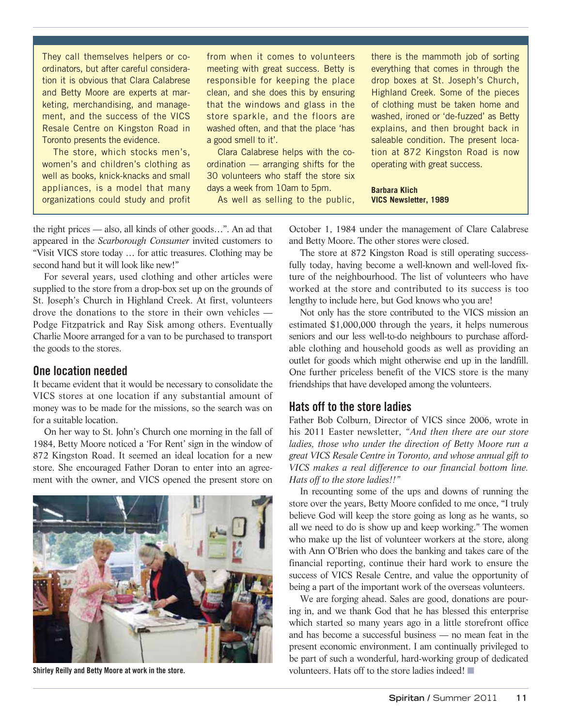They call themselves helpers or co-ordinators, but after careful consideration it is obvious that Clara Calabrese and Betty Moore are experts at marketing, merchandising, and management, and the success of the VICS Resale Centre on Kingston Road in Toronto presents the evidence.

The store, which stocks men's, women's and children's clothing as well as books, knick-knacks and small appliances, is a model that many organizations could study and profit from when it comes to volunteers meeting with great success. Betty is responsible for keeping the place clean, and she does this by ensuring that the windows and glass in the store sparkle, and the floors are washed often, and that the place 'has a good smell to it'.

Clara Calabrese helps with the co-ordination — arranging shifts for the 30 volunteers who staff the store six days a week from 10am to 5pm.

As well as selling to the public, there is the mammoth job of sorting everything that comes in through the drop boxes at St. Joseph's Church, Highland Creek. Some of the pieces of clothing must be taken home and washed, ironed or 'de-fuzzed' as Betty explains, and then brought back in saleable condition. The present location at 872 Kingston Road is now operating with great success.

**Barbara Klich**
**VICS Newsletter, 1989**

the right prices — also, all kinds of other goods…". An ad that appeared in the *Scarborough Consumer* invited customers to "Visit VICS store today … for attic treasures. Clothing may be second hand but it will look like new!"

For several years, used clothing and other articles were supplied to the store from a drop-box set up on the grounds of St. Joseph's Church in Highland Creek. At first, volunteers drove the donations to the store in their own vehicles — Podge Fitzpatrick and Ray Sisk among others. Eventually Charlie Moore arranged for a van to be purchased to transport the goods to the stores.

## One location needed

It became evident that it would be necessary to consolidate the VICS stores at one location if any substantial amount of money was to be made for the missions, so the search was on for a suitable location.

On her way to St. John's Church one morning in the fall of 1984, Betty Moore noticed a 'For Rent' sign in the window of 872 Kingston Road. It seemed an ideal location for a new store. She encouraged Father Doran to enter into an agreement with the owner, and VICS opened the present store on October 1, 1984 under the management of Clare Calabrese and Betty Moore. The other stores were closed.

Shirley Reilly and Betty Moore at work in the store.

The store at 872 Kingston Road is still operating successfully today, having become a well-known and well-loved fixture of the neighbourhood. The list of volunteers who have worked at the store and contributed to its success is too lengthy to include here, but God knows who you are!

Not only has the store contributed to the VICS mission an estimated $1,000,000 through the years, it helps numerous seniors and our less well-to-do neighbours to purchase affordable clothing and household goods as well as providing an outlet for goods which might otherwise end up in the landfill. One further priceless benefit of the VICS store is the many friendships that have developed among the volunteers.

## Hats off to the store ladies

Father Bob Colburn, Director of VICS since 2006, wrote in his 2011 Easter newsletter, *"And then there are our store ladies, those who under the direction of Betty Moore run a great VICS Resale Centre in Toronto, and whose annual gift to VICS makes a real difference to our financial bottom line. Hats off to the store ladies!!"*

In recounting some of the ups and downs of running the store over the years, Betty Moore confided to me once, "I truly believe God will keep the store going as long as he wants, so all we need to do is show up and keep working." The women who make up the list of volunteer workers at the store, along with Ann O'Brien who does the banking and takes care of the financial reporting, continue their hard work to ensure the success of VICS Resale Centre, and value the opportunity of being a part of the important work of the overseas volunteers.

We are forging ahead. Sales are good, donations are pouring in, and we thank God that he has blessed this enterprise which started so many years ago in a little storefront office and has become a successful business — no mean feat in the present economic environment. I am continually privileged to be part of such a wonderful, hard-working group of dedicated volunteers. Hats off to the store ladies indeed! ■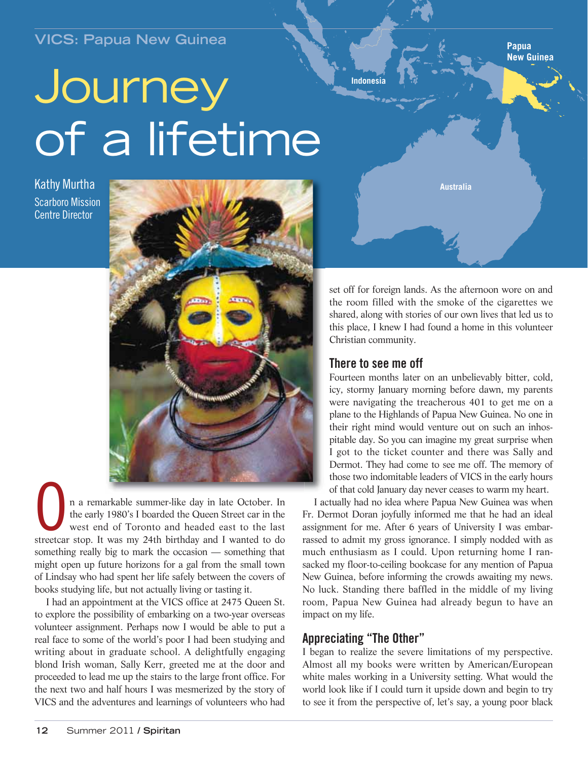VICS: Papua New Guinea

# Journey of a lifetime

Kathy Murtha
Scarboro Mission Centre Director

On a remarkable summer-like day in late October. In the early 1980's I boarded the Queen Street car in the west end of Toronto and headed east to the last streetcar stop. It was my 24th birthday and I wanted to do something really big to mark the occasion — something that might open up future horizons for a gal from the small town of Lindsay who had spent her life safely between the covers of books studying life, but not actually living or tasting it.

I had an appointment at the VICS office at 2475 Queen St. to explore the possibility of embarking on a two-year overseas volunteer assignment. Perhaps now I would be able to put a real face to some of the world's poor I had been studying and writing about in graduate school. A delightfully engaging blond Irish woman, Sally Kerr, greeted me at the door and proceeded to lead me up the stairs to the large front office. For the next two and half hours I was mesmerized by the story of VICS and the adventures and learnings of volunteers who had set off for foreign lands. As the afternoon wore on and the room filled with the smoke of the cigarettes we shared, along with stories of our own lives that led us to this place, I knew I had found a home in this volunteer Christian community.

## There to see me off

Fourteen months later on an unbelievably bitter, cold, icy, stormy January morning before dawn, my parents were navigating the treacherous 401 to get me on a plane to the Highlands of Papua New Guinea. No one in their right mind would venture out on such an inhospitable day. So you can imagine my great surprise when I got to the ticket counter and there was Sally and Dermot. They had come to see me off. The memory of those two indomitable leaders of VICS in the early hours of that cold January day never ceases to warm my heart.

I actually had no idea where Papua New Guinea was when Fr. Dermot Doran joyfully informed me that he had an ideal assignment for me. After 6 years of University I was embarrassed to admit my gross ignorance. I simply nodded with as much enthusiasm as I could. Upon returning home I ransacked my floor-to-ceiling bookcase for any mention of Papua New Guinea, before informing the crowds awaiting my news. No luck. Standing there baffled in the middle of my living room, Papua New Guinea had already begun to have an impact on my life.

## Appreciating "The Other"

I began to realize the severe limitations of my perspective. Almost all my books were written by American/European white males working in a University setting. What would the world look like if I could turn it upside down and begin to try to see it from the perspective of, let's say, a young poor black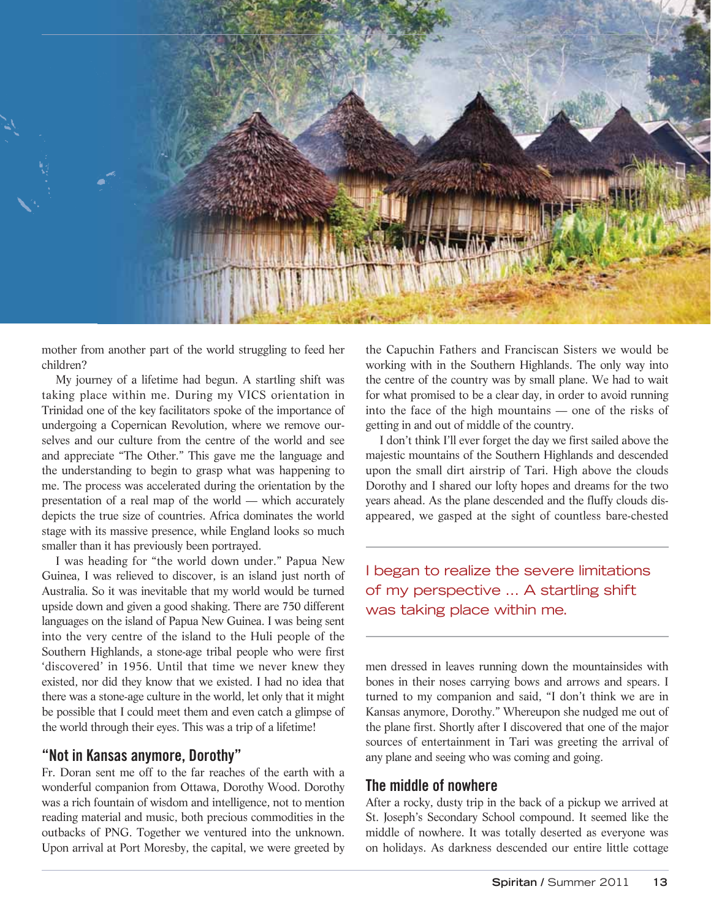mother from another part of the world struggling to feed her children?

My journey of a lifetime had begun. A startling shift was taking place within me. During my VICS orientation in Trinidad one of the key facilitators spoke of the importance of undergoing a Copernican Revolution, where we remove ourselves and our culture from the centre of the world and see and appreciate "The Other." This gave me the language and the understanding to begin to grasp what was happening to me. The process was accelerated during the orientation by the presentation of a real map of the world — which accurately depicts the true size of countries. Africa dominates the world stage with its massive presence, while England looks so much smaller than it has previously been portrayed.

I was heading for "the world down under." Papua New Guinea, I was relieved to discover, is an island just north of Australia. So it was inevitable that my world would be turned upside down and given a good shaking. There are 750 different languages on the island of Papua New Guinea. I was being sent into the very centre of the island to the Huli people of the Southern Highlands, a stone-age tribal people who were first 'discovered' in 1956. Until that time we never knew they existed, nor did they know that we existed. I had no idea that there was a stone-age culture in the world, let only that it might be possible that I could meet them and even catch a glimpse of the world through their eyes. This was a trip of a lifetime!

## "Not in Kansas anymore, Dorothy"

Fr. Doran sent me off to the far reaches of the earth with a wonderful companion from Ottawa, Dorothy Wood. Dorothy was a rich fountain of wisdom and intelligence, not to mention reading material and music, both precious commodities in the outbacks of PNG. Together we ventured into the unknown. Upon arrival at Port Moresby, the capital, we were greeted by the Capuchin Fathers and Franciscan Sisters we would be working with in the Southern Highlands. The only way into the centre of the country was by small plane. We had to wait for what promised to be a clear day, in order to avoid running into the face of the high mountains — one of the risks of getting in and out of middle of the country.

I don't think I'll ever forget the day we first sailed above the majestic mountains of the Southern Highlands and descended upon the small dirt airstrip of Tari. High above the clouds Dorothy and I shared our lofty hopes and dreams for the two years ahead. As the plane descended and the fluffy clouds disappeared, we gasped at the sight of countless bare-chested men dressed in leaves running down the mountainsides with bones in their noses carrying bows and arrows and spears. I turned to my companion and said, "I don't think we are in Kansas anymore, Dorothy." Whereupon she nudged me out of the plane first. Shortly after I discovered that one of the major sources of entertainment in Tari was greeting the arrival of any plane and seeing who was coming and going.

> I began to realize the severe limitations of my perspective ... A startling shift was taking place within me.

## The middle of nowhere

After a rocky, dusty trip in the back of a pickup we arrived at St. Joseph's Secondary School compound. It seemed like the middle of nowhere. It was totally deserted as everyone was on holidays. As darkness descended our entire little cottage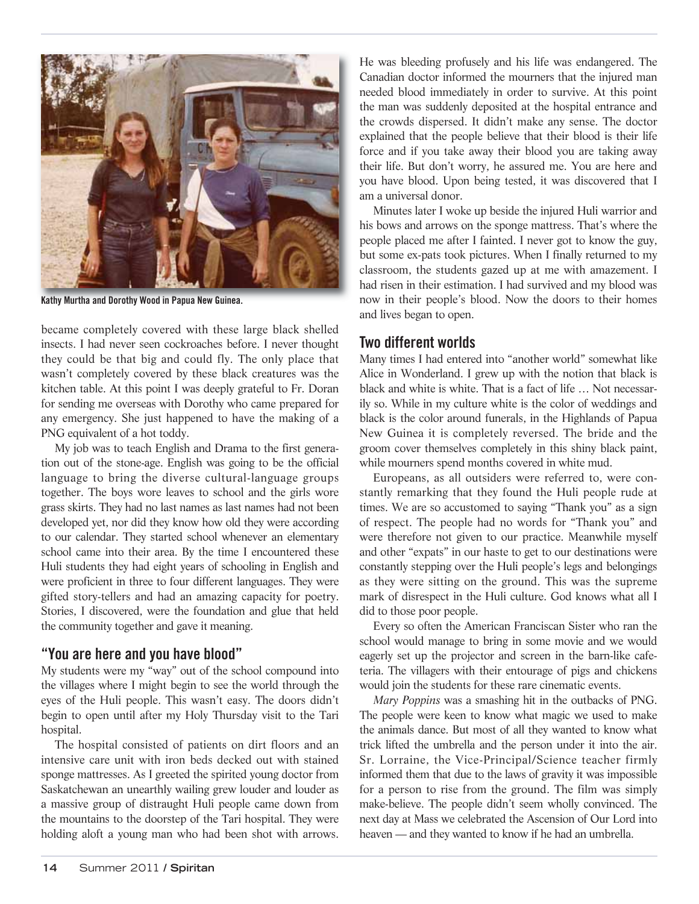Kathy Murtha and Dorothy Wood in Papua New Guinea.

became completely covered with these large black shelled insects. I had never seen cockroaches before. I never thought they could be that big and could fly. The only place that wasn't completely covered by these black creatures was the kitchen table. At this point I was deeply grateful to Fr. Doran for sending me overseas with Dorothy who came prepared for any emergency. She just happened to have the making of a PNG equivalent of a hot toddy.

My job was to teach English and Drama to the first generation out of the stone-age. English was going to be the official language to bring the diverse cultural-language groups together. The boys wore leaves to school and the girls wore grass skirts. They had no last names as last names had not been developed yet, nor did they know how old they were according to our calendar. They started school whenever an elementary school came into their area. By the time I encountered these Huli students they had eight years of schooling in English and were proficient in three to four different languages. They were gifted story-tellers and had an amazing capacity for poetry. Stories, I discovered, were the foundation and glue that held the community together and gave it meaning.

## "You are here and you have blood"

My students were my "way" out of the school compound into the villages where I might begin to see the world through the eyes of the Huli people. This wasn't easy. The doors didn't begin to open until after my Holy Thursday visit to the Tari hospital.

The hospital consisted of patients on dirt floors and an intensive care unit with iron beds decked out with stained sponge mattresses. As I greeted the spirited young doctor from Saskatchewan an unearthly wailing grew louder and louder as a massive group of distraught Huli people came down from the mountains to the doorstep of the Tari hospital. They were holding aloft a young man who had been shot with arrows. He was bleeding profusely and his life was endangered. The Canadian doctor informed the mourners that the injured man needed blood immediately in order to survive. At this point the man was suddenly deposited at the hospital entrance and the crowds dispersed. It didn't make any sense. The doctor explained that the people believe that their blood is their life force and if you take away their blood you are taking away their life. But don't worry, he assured me. You are here and you have blood. Upon being tested, it was discovered that I am a universal donor.

Minutes later I woke up beside the injured Huli warrior and his bows and arrows on the sponge mattress. That's where the people placed me after I fainted. I never got to know the guy, but some ex-pats took pictures. When I finally returned to my classroom, the students gazed up at me with amazement. I had risen in their estimation. I had survived and my blood was now in their people's blood. Now the doors to their homes and lives began to open.

## Two different worlds

Many times I had entered into "another world" somewhat like Alice in Wonderland. I grew up with the notion that black is black and white is white. That is a fact of life … Not necessarily so. While in my culture white is the color of weddings and black is the color around funerals, in the Highlands of Papua New Guinea it is completely reversed. The bride and the groom cover themselves completely in this shiny black paint, while mourners spend months covered in white mud.

Europeans, as all outsiders were referred to, were constantly remarking that they found the Huli people rude at times. We are so accustomed to saying "Thank you" as a sign of respect. The people had no words for "Thank you" and were therefore not given to our practice. Meanwhile myself and other "expats" in our haste to get to our destinations were constantly stepping over the Huli people's legs and belongings as they were sitting on the ground. This was the supreme mark of disrespect in the Huli culture. God knows what all I did to those poor people.

Every so often the American Franciscan Sister who ran the school would manage to bring in some movie and we would eagerly set up the projector and screen in the barn-like cafeteria. The villagers with their entourage of pigs and chickens would join the students for these rare cinematic events.

*Mary Poppins* was a smashing hit in the outbacks of PNG. The people were keen to know what magic we used to make the animals dance. But most of all they wanted to know what trick lifted the umbrella and the person under it into the air. Sr. Lorraine, the Vice-Principal/Science teacher firmly informed them that due to the laws of gravity it was impossible for a person to rise from the ground. The film was simply make-believe. The people didn't seem wholly convinced. The next day at Mass we celebrated the Ascension of Our Lord into heaven — and they wanted to know if he had an umbrella.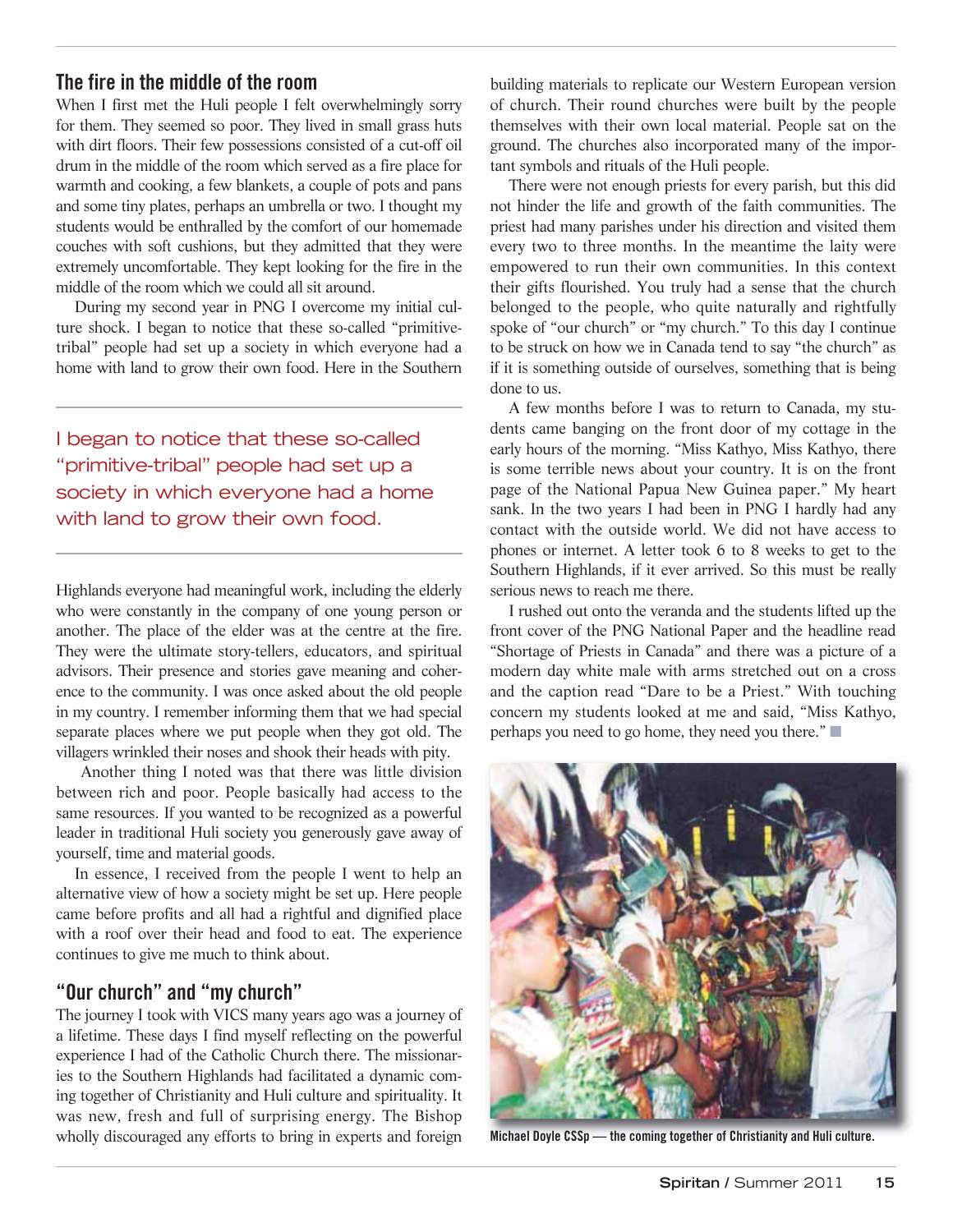## The fire in the middle of the room

When I first met the Huli people I felt overwhelmingly sorry for them. They seemed so poor. They lived in small grass huts with dirt floors. Their few possessions consisted of a cut-off oil drum in the middle of the room which served as a fire place for warmth and cooking, a few blankets, a couple of pots and pans and some tiny plates, perhaps an umbrella or two. I thought my students would be enthralled by the comfort of our homemade couches with soft cushions, but they admitted that they were extremely uncomfortable. They kept looking for the fire in the middle of the room which we could all sit around.

During my second year in PNG I overcome my initial culture shock. I began to notice that these so-called "primitive-tribal" people had set up a society in which everyone had a home with land to grow their own food. Here in the Southern Highlands everyone had meaningful work, including the elderly who were constantly in the company of one young person or another. The place of the elder was at the centre at the fire. They were the ultimate story-tellers, educators, and spiritual advisors. Their presence and stories gave meaning and coherence to the community. I was once asked about the old people in my country. I remember informing them that we had special separate places where we put people when they got old. The villagers wrinkled their noses and shook their heads with pity.

> I began to notice that these so-called "primitive-tribal" people had set up a society in which everyone had a home with land to grow their own food.

Another thing I noted was that there was little division between rich and poor. People basically had access to the same resources. If you wanted to be recognized as a powerful leader in traditional Huli society you generously gave away of yourself, time and material goods.

In essence, I received from the people I went to help an alternative view of how a society might be set up. Here people came before profits and all had a rightful and dignified place with a roof over their head and food to eat. The experience continues to give me much to think about.

## "Our church" and "my church"

The journey I took with VICS many years ago was a journey of a lifetime. These days I find myself reflecting on the powerful experience I had of the Catholic Church there. The missionaries to the Southern Highlands had facilitated a dynamic coming together of Christianity and Huli culture and spirituality. It was new, fresh and full of surprising energy. The Bishop wholly discouraged any efforts to bring in experts and foreign building materials to replicate our Western European version of church. Their round churches were built by the people themselves with their own local material. People sat on the ground. The churches also incorporated many of the important symbols and rituals of the Huli people.

There were not enough priests for every parish, but this did not hinder the life and growth of the faith communities. The priest had many parishes under his direction and visited them every two to three months. In the meantime the laity were empowered to run their own communities. In this context their gifts flourished. You truly had a sense that the church belonged to the people, who quite naturally and rightfully spoke of "our church" or "my church." To this day I continue to be struck on how we in Canada tend to say "the church" as if it is something outside of ourselves, something that is being done to us.

A few months before I was to return to Canada, my students came banging on the front door of my cottage in the early hours of the morning. "Miss Kathyo, Miss Kathyo, there is some terrible news about your country. It is on the front page of the National Papua New Guinea paper." My heart sank. In the two years I had been in PNG I hardly had any contact with the outside world. We did not have access to phones or internet. A letter took 6 to 8 weeks to get to the Southern Highlands, if it ever arrived. So this must be really serious news to reach me there.

I rushed out onto the veranda and the students lifted up the front cover of the PNG National Paper and the headline read "Shortage of Priests in Canada" and there was a picture of a modern day white male with arms stretched out on a cross and the caption read "Dare to be a Priest." With touching concern my students looked at me and said, "Miss Kathyo, perhaps you need to go home, they need you there." ■

**Michael Doyle CSSp — the coming together of Christianity and Huli culture.**